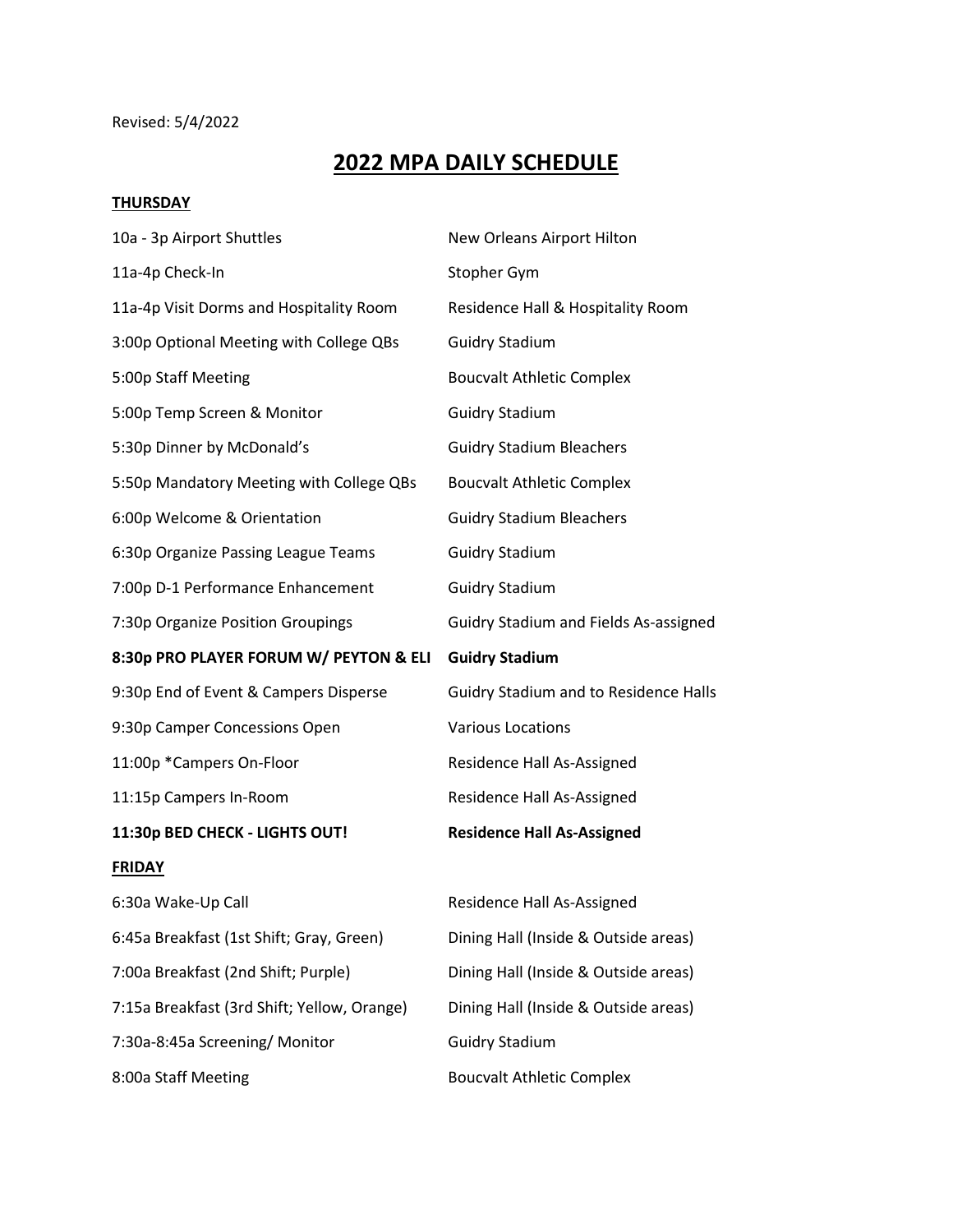Revised: 5/4/2022

# 2022 MPA DAILY SCHEDULE

## THURSDAY

| | |
|---|---|
| 10a - 3p Airport Shuttles | New Orleans Airport Hilton |
| 11a-4p Check-In | Stopher Gym |
| 11a-4p Visit Dorms and Hospitality Room | Residence Hall & Hospitality Room |
| 3:00p Optional Meeting with College QBs | Guidry Stadium |
| 5:00p Staff Meeting | Boucvalt Athletic Complex |
| 5:00p Temp Screen & Monitor | Guidry Stadium |
| 5:30p Dinner by McDonald's | Guidry Stadium Bleachers |
| 5:50p Mandatory Meeting with College QBs | Boucvalt Athletic Complex |
| 6:00p Welcome & Orientation | Guidry Stadium Bleachers |
| 6:30p Organize Passing League Teams | Guidry Stadium |
| 7:00p D-1 Performance Enhancement | Guidry Stadium |
| 7:30p Organize Position Groupings | Guidry Stadium and Fields As-assigned |
| **8:30p PRO PLAYER FORUM W/ PEYTON & ELI** | **Guidry Stadium** |
| 9:30p End of Event & Campers Disperse | Guidry Stadium and to Residence Halls |
| 9:30p Camper Concessions Open | Various Locations |
| 11:00p *Campers On-Floor | Residence Hall As-Assigned |
| 11:15p Campers In-Room | Residence Hall As-Assigned |
| **11:30p BED CHECK - LIGHTS OUT!** | **Residence Hall As-Assigned** |

## FRIDAY

| | |
|---|---|
| 6:30a Wake-Up Call | Residence Hall As-Assigned |
| 6:45a Breakfast (1st Shift; Gray, Green) | Dining Hall (Inside & Outside areas) |
| 7:00a Breakfast (2nd Shift; Purple) | Dining Hall (Inside & Outside areas) |
| 7:15a Breakfast (3rd Shift; Yellow, Orange) | Dining Hall (Inside & Outside areas) |
| 7:30a-8:45a Screening/ Monitor | Guidry Stadium |
| 8:00a Staff Meeting | Boucvalt Athletic Complex |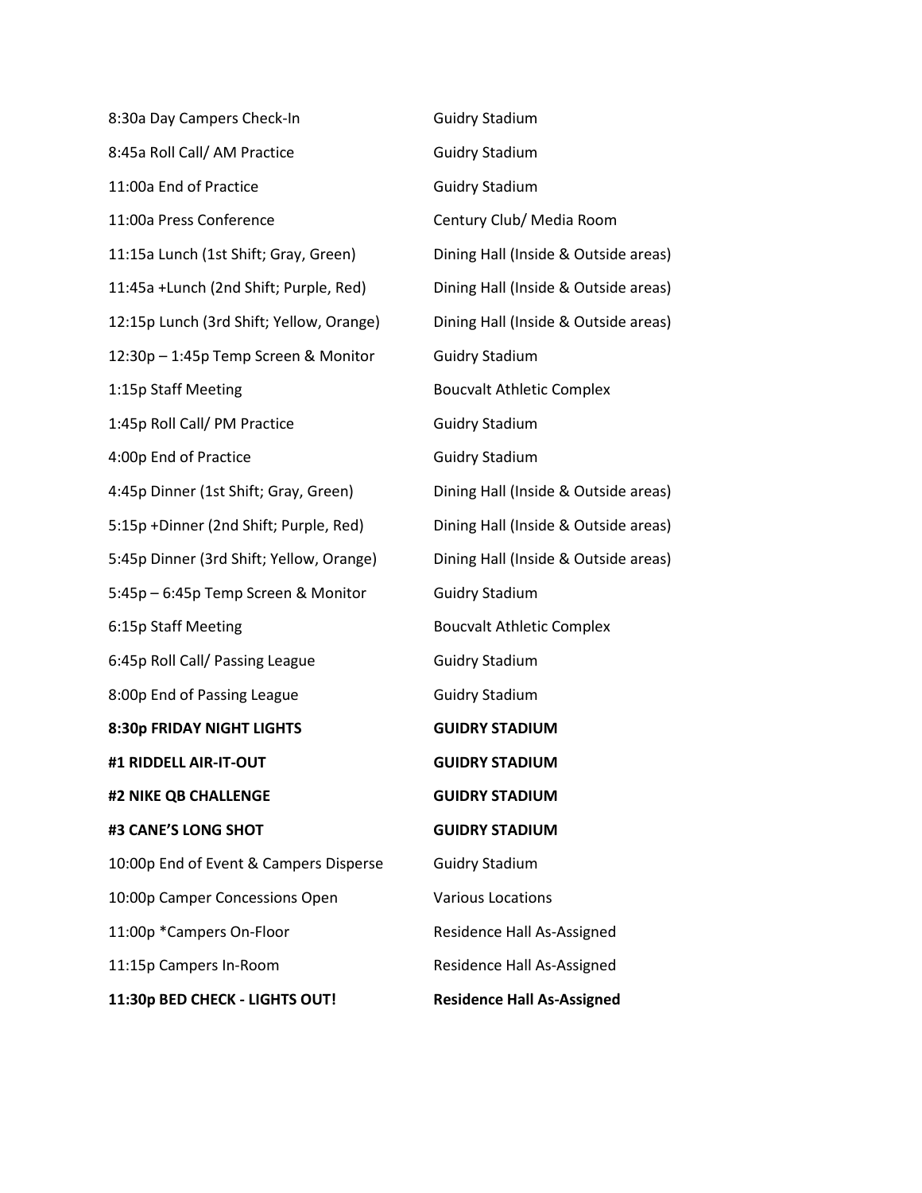| | |
|---|---|
| 8:30a Day Campers Check-In | Guidry Stadium |
| 8:45a Roll Call/ AM Practice | Guidry Stadium |
| 11:00a End of Practice | Guidry Stadium |
| 11:00a Press Conference | Century Club/ Media Room |
| 11:15a Lunch (1st Shift; Gray, Green) | Dining Hall (Inside & Outside areas) |
| 11:45a +Lunch (2nd Shift; Purple, Red) | Dining Hall (Inside & Outside areas) |
| 12:15p Lunch (3rd Shift; Yellow, Orange) | Dining Hall (Inside & Outside areas) |
| 12:30p – 1:45p Temp Screen & Monitor | Guidry Stadium |
| 1:15p Staff Meeting | Boucvalt Athletic Complex |
| 1:45p Roll Call/ PM Practice | Guidry Stadium |
| 4:00p End of Practice | Guidry Stadium |
| 4:45p Dinner (1st Shift; Gray, Green) | Dining Hall (Inside & Outside areas) |
| 5:15p +Dinner (2nd Shift; Purple, Red) | Dining Hall (Inside & Outside areas) |
| 5:45p Dinner (3rd Shift; Yellow, Orange) | Dining Hall (Inside & Outside areas) |
| 5:45p – 6:45p Temp Screen & Monitor | Guidry Stadium |
| 6:15p Staff Meeting | Boucvalt Athletic Complex |
| 6:45p Roll Call/ Passing League | Guidry Stadium |
| 8:00p End of Passing League | Guidry Stadium |
| **8:30p FRIDAY NIGHT LIGHTS** | **GUIDRY STADIUM** |
| **#1 RIDDELL AIR-IT-OUT** | **GUIDRY STADIUM** |
| **#2 NIKE QB CHALLENGE** | **GUIDRY STADIUM** |
| **#3 CANE'S LONG SHOT** | **GUIDRY STADIUM** |
| 10:00p End of Event & Campers Disperse | Guidry Stadium |
| 10:00p Camper Concessions Open | Various Locations |
| 11:00p *Campers On-Floor | Residence Hall As-Assigned |
| 11:15p Campers In-Room | Residence Hall As-Assigned |
| **11:30p BED CHECK - LIGHTS OUT!** | **Residence Hall As-Assigned** |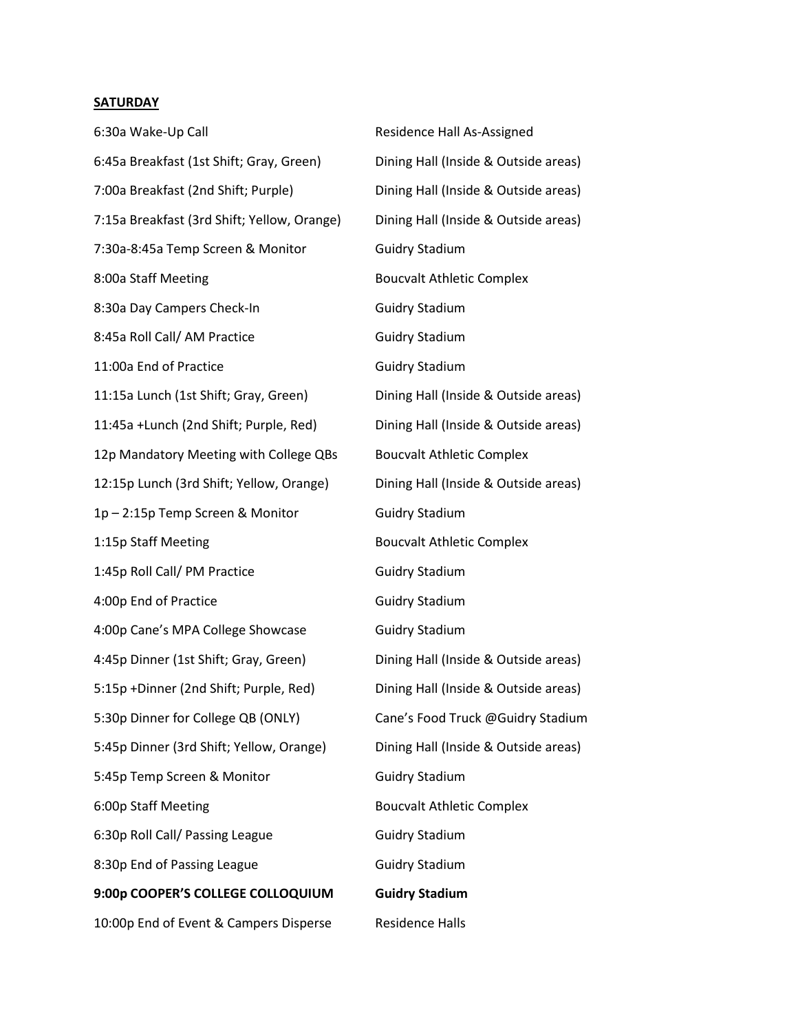**SATURDAY**

| | |
|---|---|
| 6:30a Wake-Up Call | Residence Hall As-Assigned |
| 6:45a Breakfast (1st Shift; Gray, Green) | Dining Hall (Inside & Outside areas) |
| 7:00a Breakfast (2nd Shift; Purple) | Dining Hall (Inside & Outside areas) |
| 7:15a Breakfast (3rd Shift; Yellow, Orange) | Dining Hall (Inside & Outside areas) |
| 7:30a-8:45a Temp Screen & Monitor | Guidry Stadium |
| 8:00a Staff Meeting | Boucvalt Athletic Complex |
| 8:30a Day Campers Check-In | Guidry Stadium |
| 8:45a Roll Call/ AM Practice | Guidry Stadium |
| 11:00a End of Practice | Guidry Stadium |
| 11:15a Lunch (1st Shift; Gray, Green) | Dining Hall (Inside & Outside areas) |
| 11:45a +Lunch (2nd Shift; Purple, Red) | Dining Hall (Inside & Outside areas) |
| 12p Mandatory Meeting with College QBs | Boucvalt Athletic Complex |
| 12:15p Lunch (3rd Shift; Yellow, Orange) | Dining Hall (Inside & Outside areas) |
| 1p – 2:15p Temp Screen & Monitor | Guidry Stadium |
| 1:15p Staff Meeting | Boucvalt Athletic Complex |
| 1:45p Roll Call/ PM Practice | Guidry Stadium |
| 4:00p End of Practice | Guidry Stadium |
| 4:00p Cane's MPA College Showcase | Guidry Stadium |
| 4:45p Dinner (1st Shift; Gray, Green) | Dining Hall (Inside & Outside areas) |
| 5:15p +Dinner (2nd Shift; Purple, Red) | Dining Hall (Inside & Outside areas) |
| 5:30p Dinner for College QB (ONLY) | Cane's Food Truck @Guidry Stadium |
| 5:45p Dinner (3rd Shift; Yellow, Orange) | Dining Hall (Inside & Outside areas) |
| 5:45p Temp Screen & Monitor | Guidry Stadium |
| 6:00p Staff Meeting | Boucvalt Athletic Complex |
| 6:30p Roll Call/ Passing League | Guidry Stadium |
| 8:30p End of Passing League | Guidry Stadium |
| **9:00p COOPER'S COLLEGE COLLOQUIUM** | **Guidry Stadium** |
| 10:00p End of Event & Campers Disperse | Residence Halls |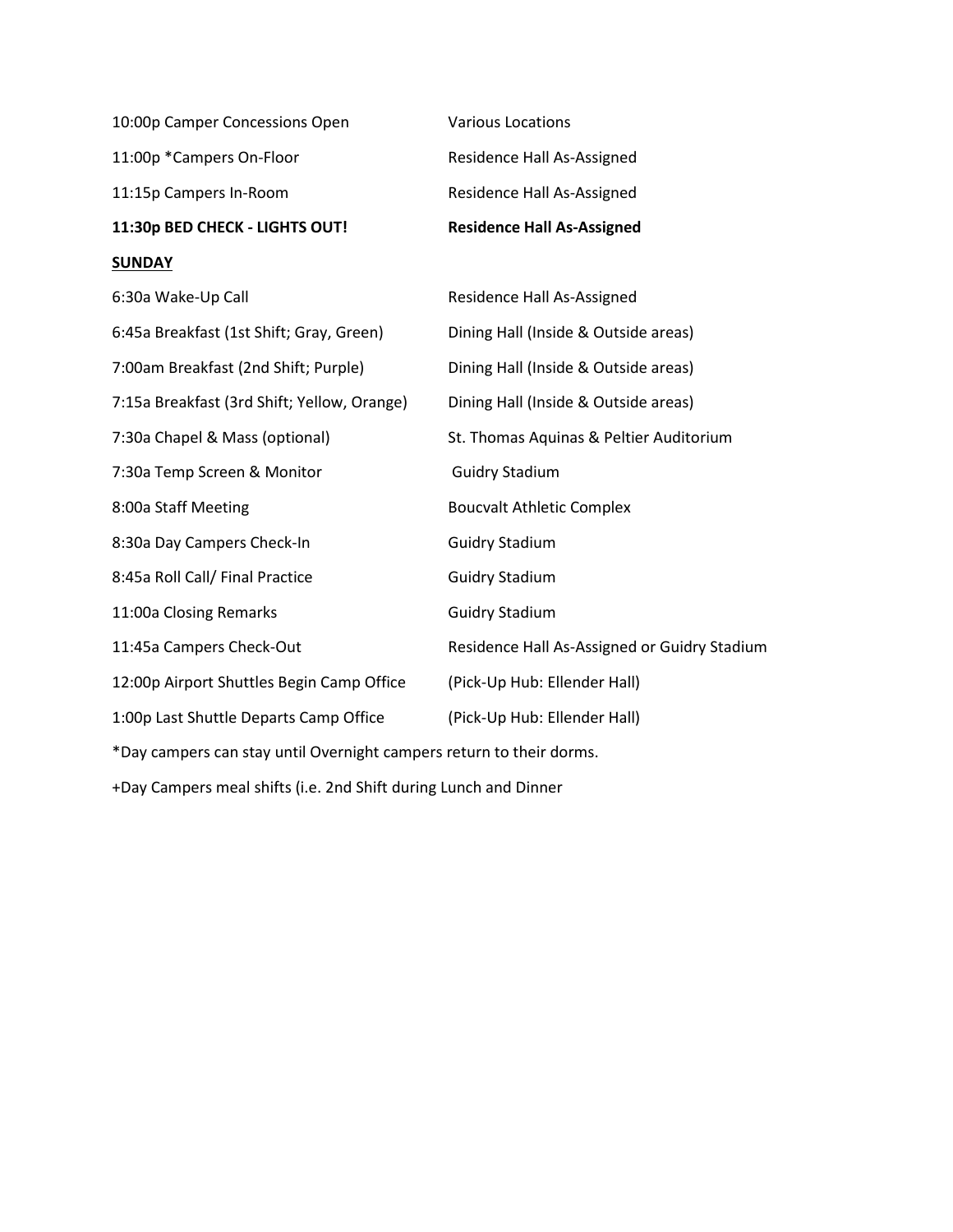| | |
|---|---|
| 10:00p Camper Concessions Open | Various Locations |
| 11:00p *Campers On-Floor | Residence Hall As-Assigned |
| 11:15p Campers In-Room | Residence Hall As-Assigned |
| **11:30p BED CHECK - LIGHTS OUT!** | **Residence Hall As-Assigned** |

**SUNDAY**

| | |
|---|---|
| 6:30a Wake-Up Call | Residence Hall As-Assigned |
| 6:45a Breakfast (1st Shift; Gray, Green) | Dining Hall (Inside & Outside areas) |
| 7:00am Breakfast (2nd Shift; Purple) | Dining Hall (Inside & Outside areas) |
| 7:15a Breakfast (3rd Shift; Yellow, Orange) | Dining Hall (Inside & Outside areas) |
| 7:30a Chapel & Mass (optional) | St. Thomas Aquinas & Peltier Auditorium |
| 7:30a Temp Screen & Monitor | Guidry Stadium |
| 8:00a Staff Meeting | Boucvalt Athletic Complex |
| 8:30a Day Campers Check-In | Guidry Stadium |
| 8:45a Roll Call/ Final Practice | Guidry Stadium |
| 11:00a Closing Remarks | Guidry Stadium |
| 11:45a Campers Check-Out | Residence Hall As-Assigned or Guidry Stadium |
| 12:00p Airport Shuttles Begin Camp Office | (Pick-Up Hub: Ellender Hall) |
| 1:00p Last Shuttle Departs Camp Office | (Pick-Up Hub: Ellender Hall) |

*Day campers can stay until Overnight campers return to their dorms.

+Day Campers meal shifts (i.e. 2nd Shift during Lunch and Dinner